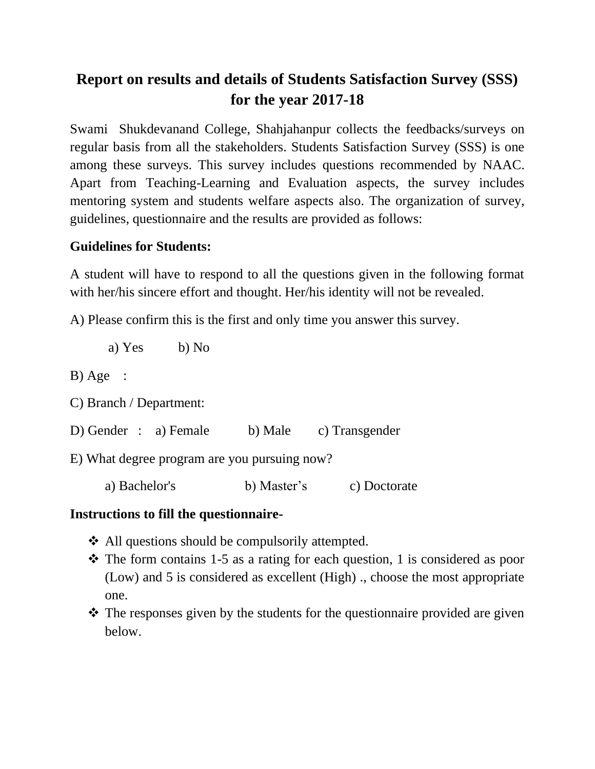# Report on results and details of Students Satisfaction Survey (SSS) for the year 2017-18

Swami Shukdevanand College, Shahjahanpur collects the feedbacks/surveys on regular basis from all the stakeholders. Students Satisfaction Survey (SSS) is one among these surveys. This survey includes questions recommended by NAAC. Apart from Teaching-Learning and Evaluation aspects, the survey includes mentoring system and students welfare aspects also. The organization of survey, guidelines, questionnaire and the results are provided as follows:

**Guidelines for Students:**

A student will have to respond to all the questions given in the following format with her/his sincere effort and thought. Her/his identity will not be revealed.

A) Please confirm this is the first and only time you answer this survey.

a) Yes   b) No

B) Age :

C) Branch / Department:

D) Gender : a) Female   b) Male   c) Transgender

E) What degree program are you pursuing now?

a) Bachelor's   b) Master's   c) Doctorate

**Instructions to fill the questionnaire-**

- All questions should be compulsorily attempted.
- The form contains 1-5 as a rating for each question, 1 is considered as poor (Low) and 5 is considered as excellent (High) ., choose the most appropriate one.
- The responses given by the students for the questionnaire provided are given below.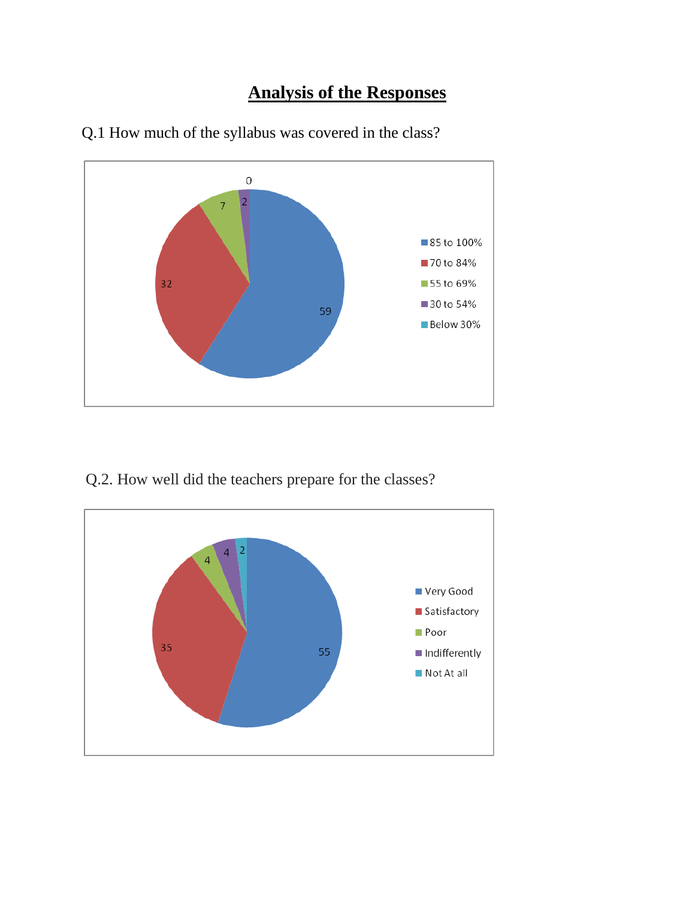# Analysis of the Responses

Q.1 How much of the syllabus was covered in the class?

| Response | Value |
|---|---|
| 85 to 100% | 59 |
| 70 to 84% | 32 |
| 55 to 69% | 7 |
| 30 to 54% | 2 |
| Below 30% | 0 |

Q.2. How well did the teachers prepare for the classes?

| Response | Value |
|---|---|
| Very Good | 55 |
| Satisfactory | 35 |
| Poor | 4 |
| Indifferently | 4 |
| Not At all | 2 |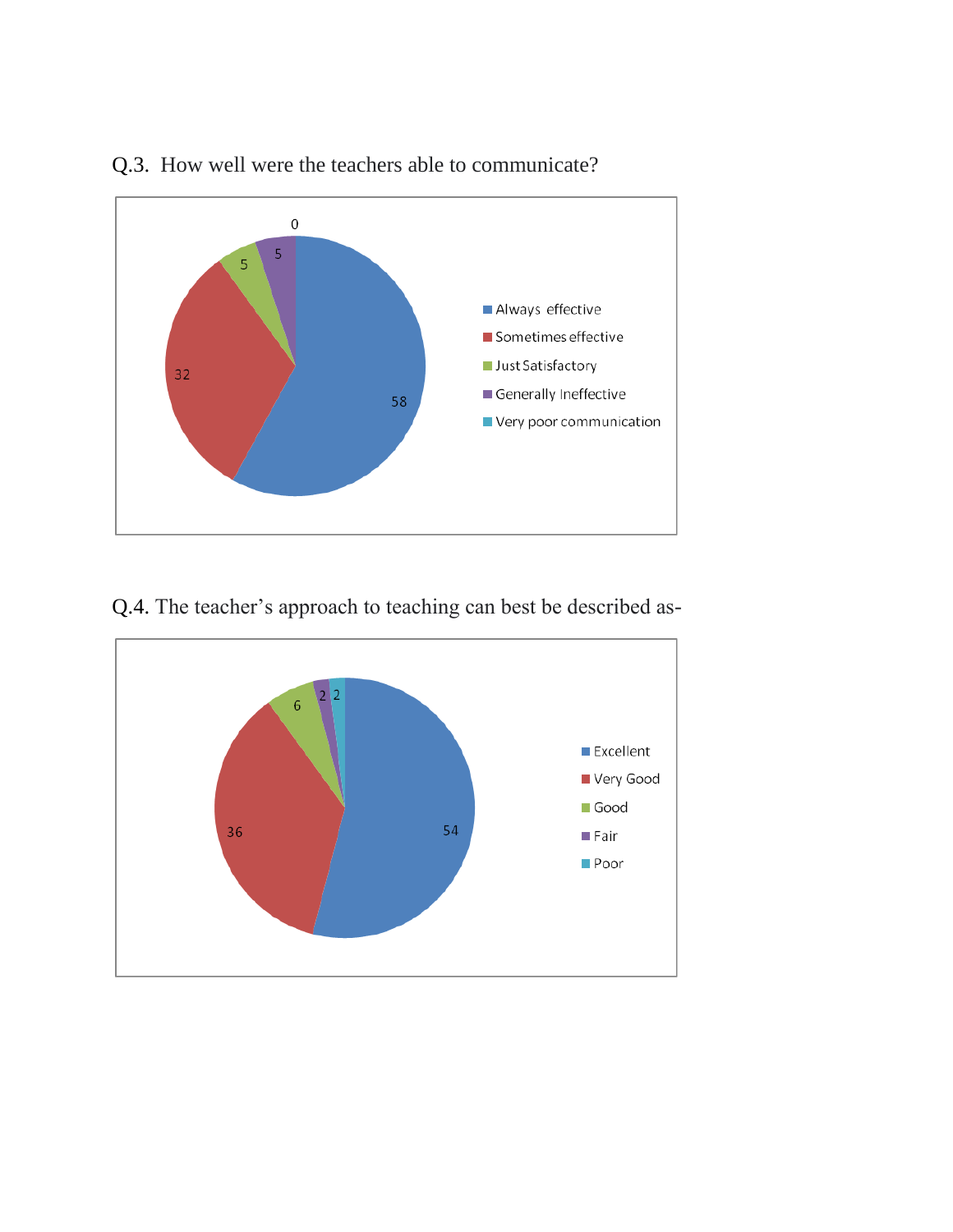Q.3. How well were the teachers able to communicate?

| Response | Value |
| --- | --- |
| Always effective | 58 |
| Sometimes effective | 32 |
| Just Satisfactory | 5 |
| Generally Ineffective | 5 |
| Very poor communication | 0 |

Q.4. The teacher's approach to teaching can best be described as-

| Response | Value |
| --- | --- |
| Excellent | 54 |
| Very Good | 36 |
| Good | 6 |
| Fair | 2 |
| Poor | 2 |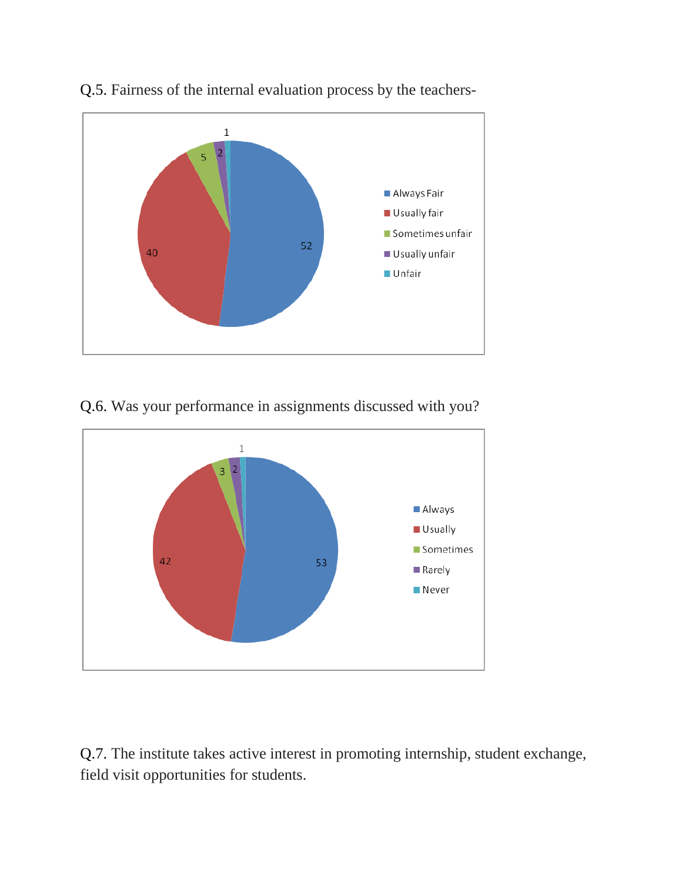Q.5. Fairness of the internal evaluation process by the teachers-

| Response | Value |
|---|---|
| Always Fair | 52 |
| Usually fair | 40 |
| Sometimes unfair | 5 |
| Usually unfair | 2 |
| Unfair | 1 |

Q.6. Was your performance in assignments discussed with you?

| Response | Value |
|---|---|
| Always | 53 |
| Usually | 42 |
| Sometimes | 3 |
| Rarely | 2 |
| Never | 1 |

Q.7. The institute takes active interest in promoting internship, student exchange, field visit opportunities for students.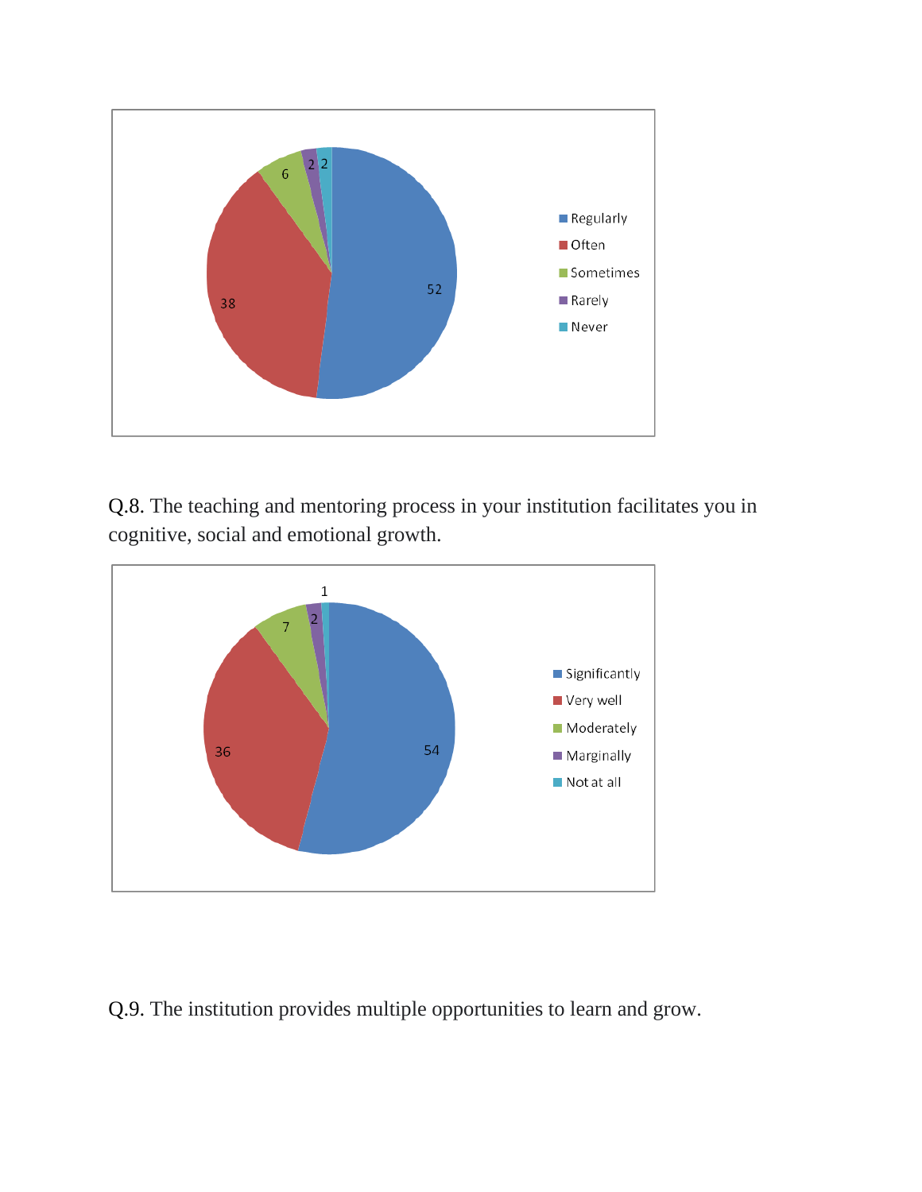Q.8. The teaching and mentoring process in your institution facilitates you in cognitive, social and emotional growth.

Q.9. The institution provides multiple opportunities to learn and grow.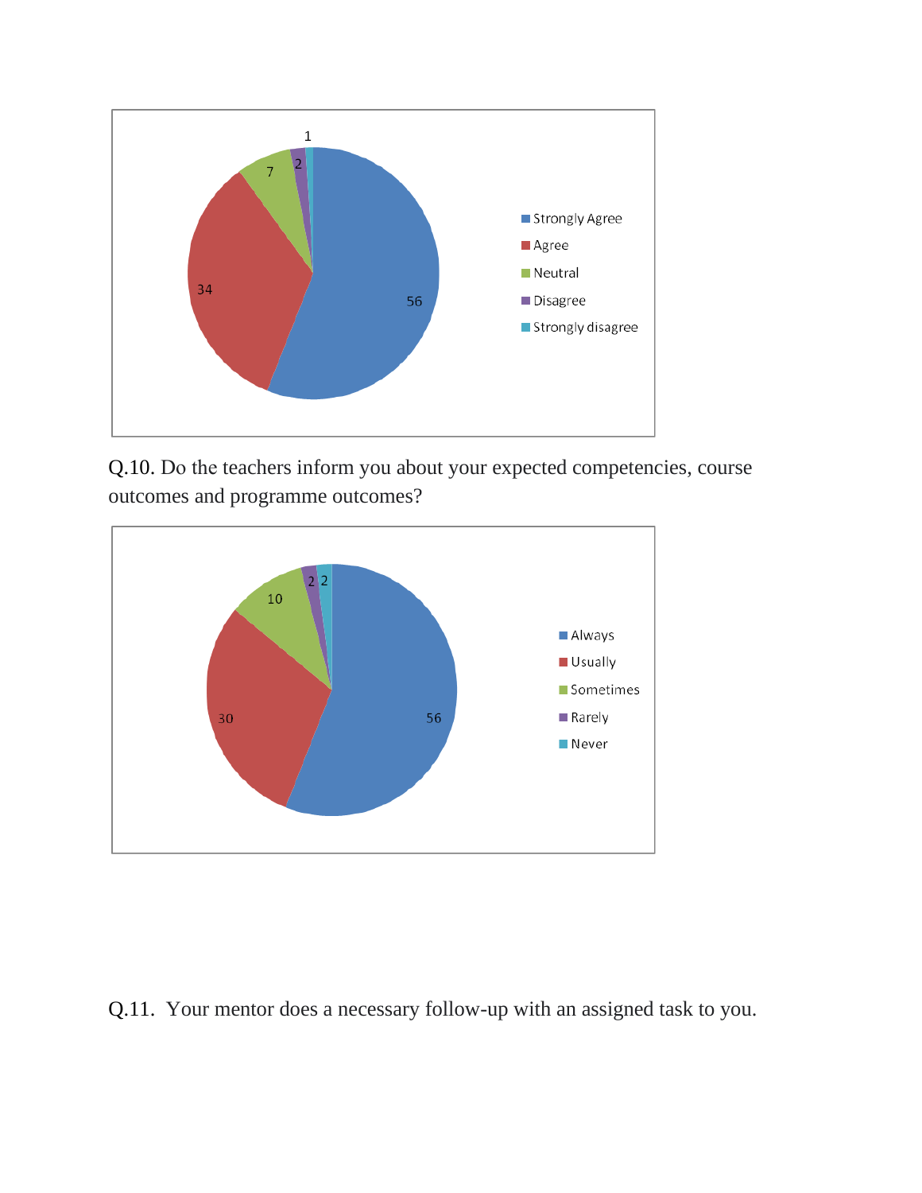Q.10. Do the teachers inform you about your expected competencies, course outcomes and programme outcomes?

Q.11. Your mentor does a necessary follow-up with an assigned task to you.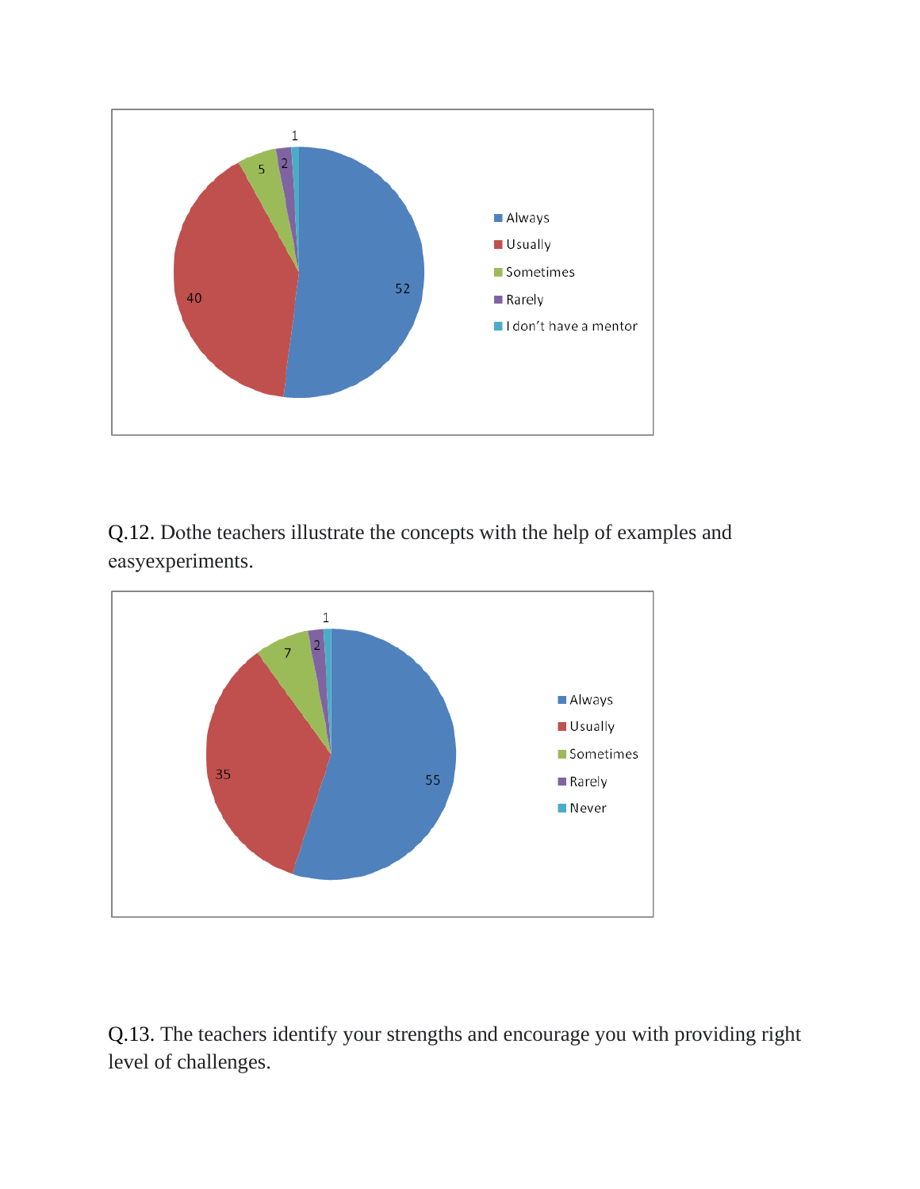| Response | Value |
| --- | --- |
| Always | 52 |
| Usually | 40 |
| Sometimes | 5 |
| Rarely | 2 |
| I don't have a mentor | 1 |

Q.12. Dothe teachers illustrate the concepts with the help of examples and easyexperiments.

| Response | Value |
| --- | --- |
| Always | 55 |
| Usually | 35 |
| Sometimes | 7 |
| Rarely | 2 |
| Never | 1 |

Q.13. The teachers identify your strengths and encourage you with providing right level of challenges.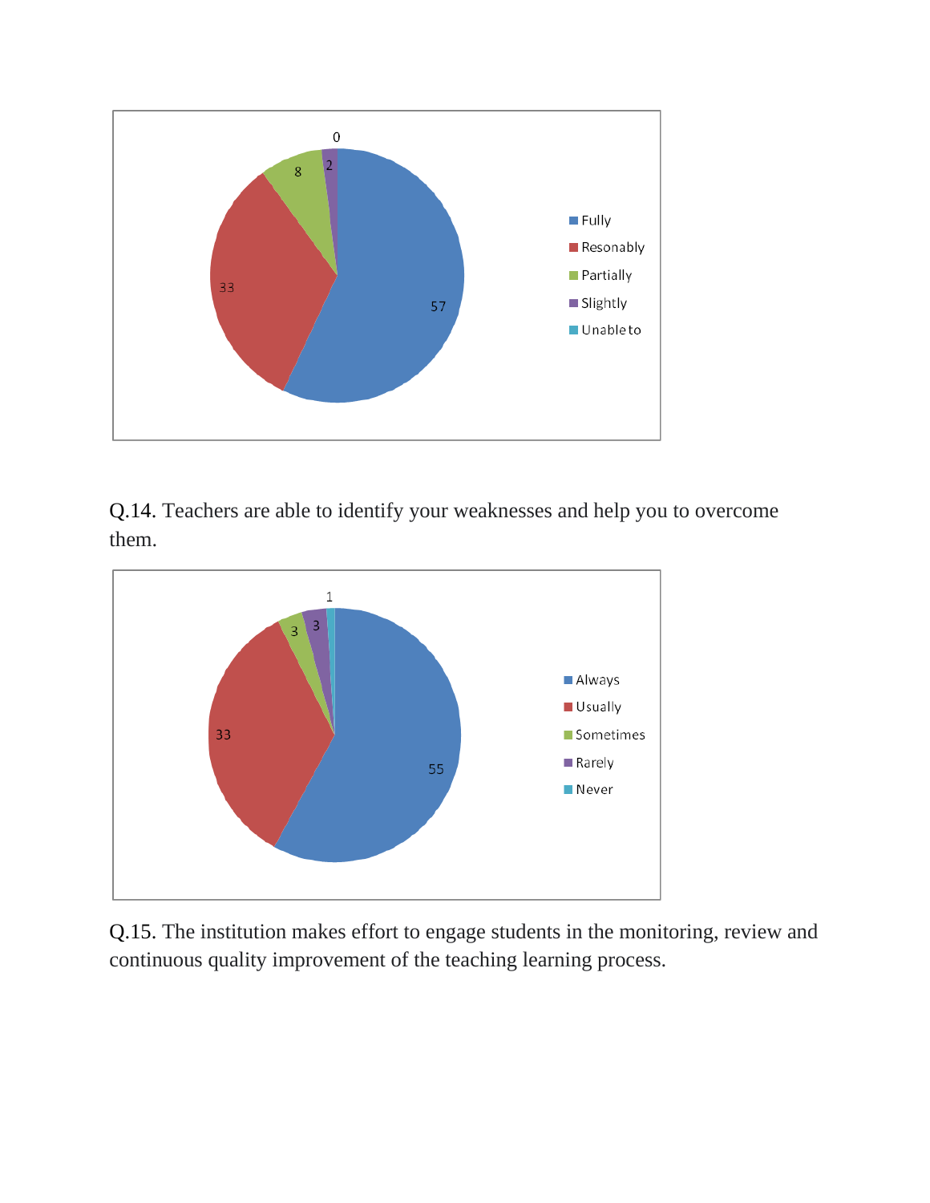| Response | Value |
| --- | --- |
| Fully | 57 |
| Resonably | 33 |
| Partially | 8 |
| Slightly | 2 |
| Unable to | 0 |

Q.14. Teachers are able to identify your weaknesses and help you to overcome them.

| Response | Value |
| --- | --- |
| Always | 55 |
| Usually | 33 |
| Sometimes | 3 |
| Rarely | 3 |
| Never | 1 |

Q.15. The institution makes effort to engage students in the monitoring, review and continuous quality improvement of the teaching learning process.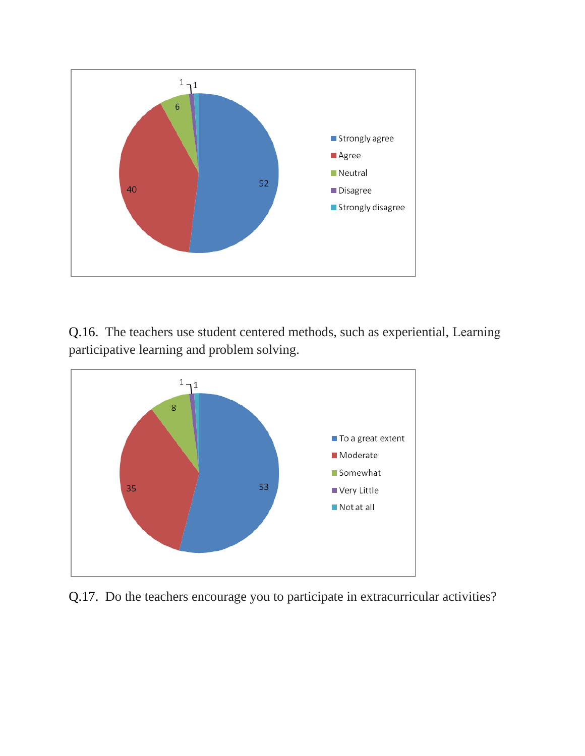Q.16. The teachers use student centered methods, such as experiential, Learning participative learning and problem solving.

Q.17. Do the teachers encourage you to participate in extracurricular activities?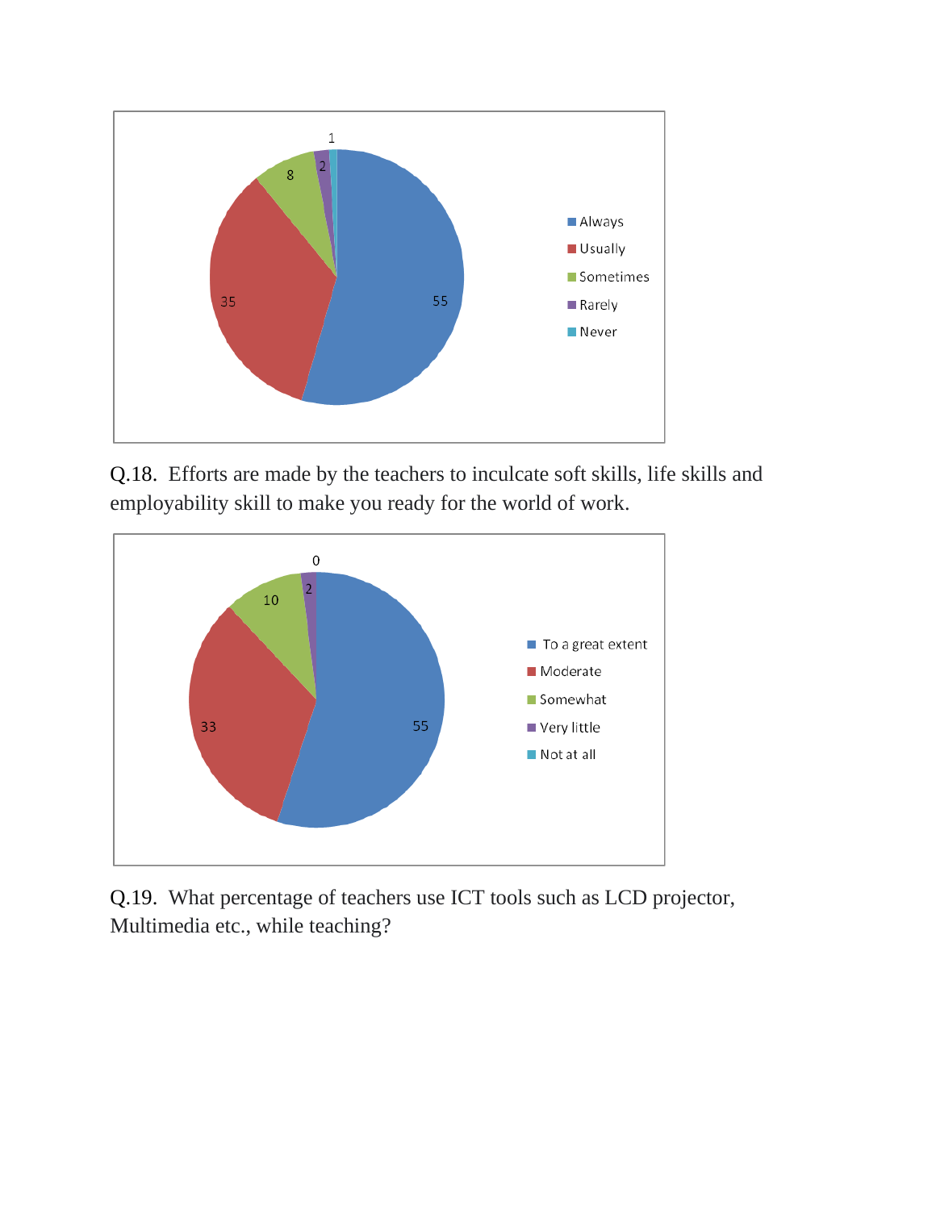Q.18. Efforts are made by the teachers to inculcate soft skills, life skills and employability skill to make you ready for the world of work.

Q.19. What percentage of teachers use ICT tools such as LCD projector, Multimedia etc., while teaching?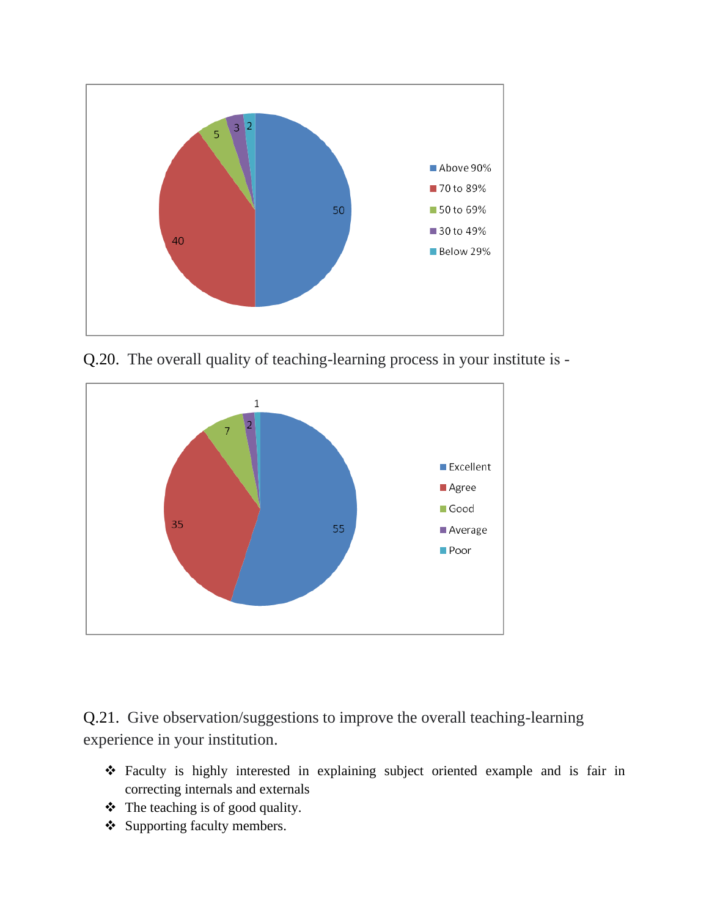| Category | Value |
|---|---|
| Above 90% | 50 |
| 70 to 89% | 40 |
| 50 to 69% | 5 |
| 30 to 49% | 3 |
| Below 29% | 2 |

Q.20. The overall quality of teaching-learning process in your institute is -

| Category | Value |
|---|---|
| Excellent | 55 |
| Agree | 35 |
| Good | 7 |
| Average | 2 |
| Poor | 1 |

Q.21. Give observation/suggestions to improve the overall teaching-learning experience in your institution.

- Faculty is highly interested in explaining subject oriented example and is fair in correcting internals and externals
- The teaching is of good quality.
- Supporting faculty members.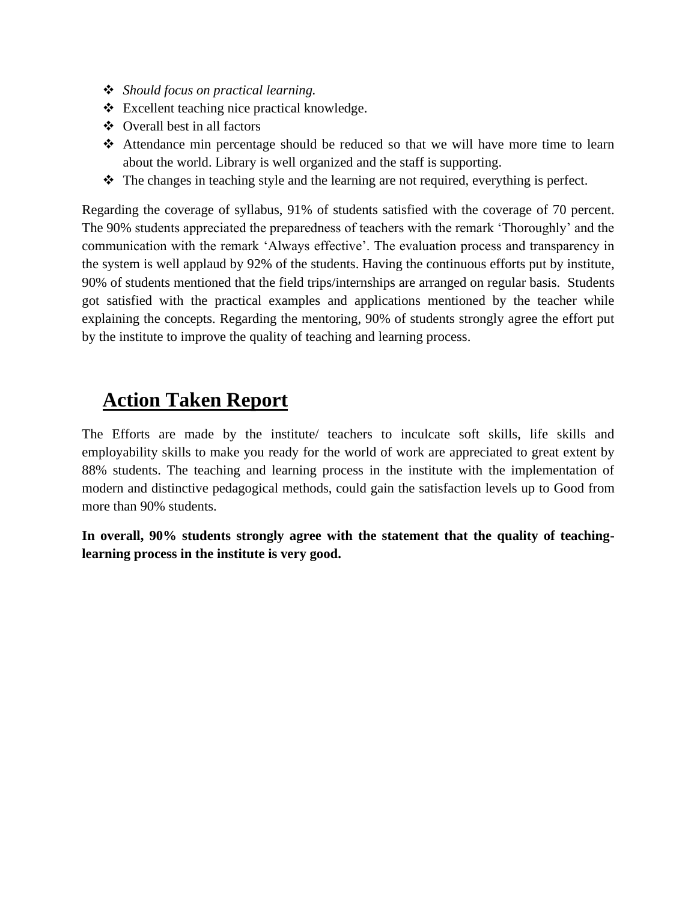- *Should focus on practical learning.*
- Excellent teaching nice practical knowledge.
- Overall best in all factors
- Attendance min percentage should be reduced so that we will have more time to learn about the world. Library is well organized and the staff is supporting.
- The changes in teaching style and the learning are not required, everything is perfect.

Regarding the coverage of syllabus, 91% of students satisfied with the coverage of 70 percent. The 90% students appreciated the preparedness of teachers with the remark 'Thoroughly' and the communication with the remark 'Always effective'. The evaluation process and transparency in the system is well applaud by 92% of the students. Having the continuous efforts put by institute, 90% of students mentioned that the field trips/internships are arranged on regular basis. Students got satisfied with the practical examples and applications mentioned by the teacher while explaining the concepts. Regarding the mentoring, 90% of students strongly agree the effort put by the institute to improve the quality of teaching and learning process.

## Action Taken Report

The Efforts are made by the institute/ teachers to inculcate soft skills, life skills and employability skills to make you ready for the world of work are appreciated to great extent by 88% students. The teaching and learning process in the institute with the implementation of modern and distinctive pedagogical methods, could gain the satisfaction levels up to Good from more than 90% students.

**In overall, 90% students strongly agree with the statement that the quality of teaching-learning process in the institute is very good.**